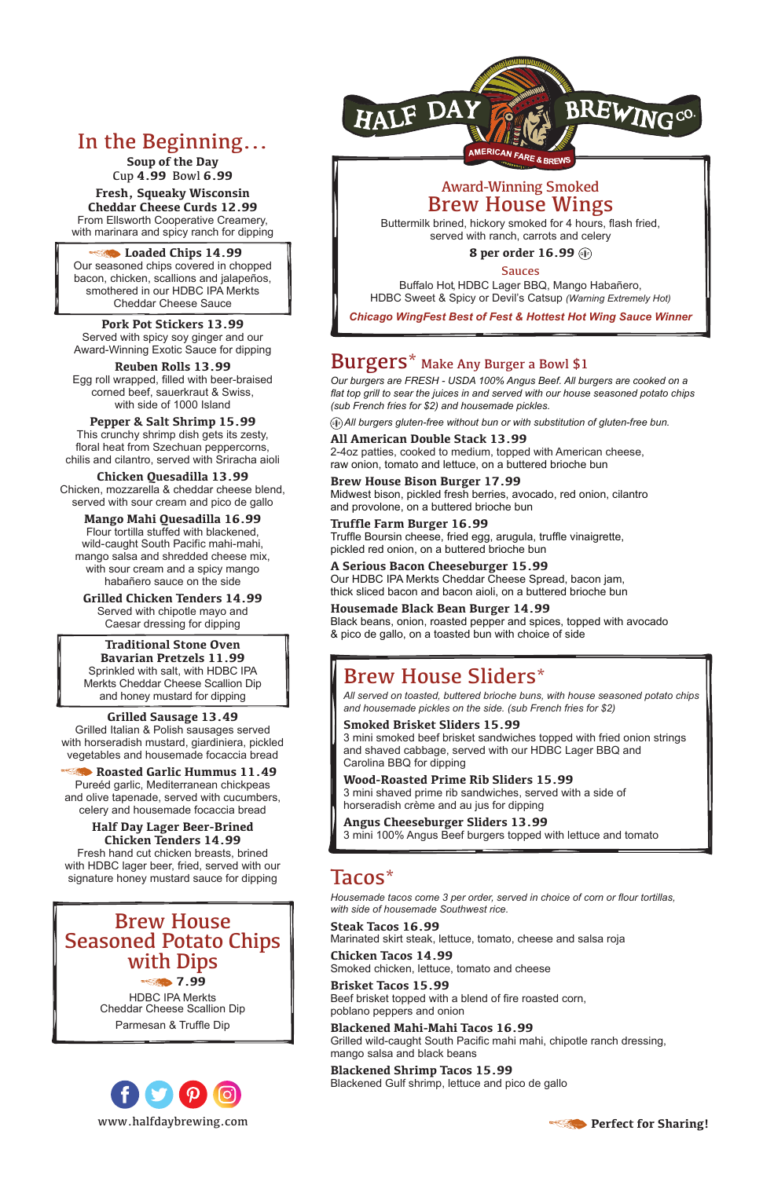# Half Day Brewing Co.

American Fare & Brews

## In the Beginning…

**Soup of the Day**
Cup **4.99** Bowl **6.99**

**Fresh, Squeaky Wisconsin Cheddar Cheese Curds 12.99**
From Ellsworth Cooperative Creamery, with marinara and spicy ranch for dipping

**Loaded Chips 14.99**
Our seasoned chips covered in chopped bacon, chicken, scallions and jalapeños, smothered in our HDBC IPA Merkts Cheddar Cheese Sauce

**Pork Pot Stickers 13.99**
Served with spicy soy ginger and our Award-Winning Exotic Sauce for dipping

**Reuben Rolls 13.99**
Egg roll wrapped, filled with beer-braised corned beef, sauerkraut & Swiss, with side of 1000 Island

**Pepper & Salt Shrimp 15.99**
This crunchy shrimp dish gets its zesty, floral heat from Szechuan peppercorns, chilis and cilantro, served with Sriracha aioli

**Chicken Quesadilla 13.99**
Chicken, mozzarella & cheddar cheese blend, served with sour cream and pico de gallo

**Mango Mahi Quesadilla 16.99**
Flour tortilla stuffed with blackened, wild-caught South Pacific mahi-mahi, mango salsa and shredded cheese mix, with sour cream and a spicy mango habañero sauce on the side

**Grilled Chicken Tenders 14.99**
Served with chipotle mayo and Caesar dressing for dipping

**Traditional Stone Oven Bavarian Pretzels 11.99**
Sprinkled with salt, with HDBC IPA Merkts Cheddar Cheese Scallion Dip and honey mustard for dipping

**Grilled Sausage 13.49**
Grilled Italian & Polish sausages served with horseradish mustard, giardiniera, pickled vegetables and housemade focaccia bread

**Roasted Garlic Hummus 11.49**
Pureéd garlic, Mediterranean chickpeas and olive tapenade, served with cucumbers, celery and housemade focaccia bread

**Half Day Lager Beer-Brined Chicken Tenders 14.99**
Fresh hand cut chicken breasts, brined with HDBC lager beer, fried, served with our signature honey mustard sauce for dipping

## Brew House Seasoned Potato Chips with Dips

**7.99**
HDBC IPA Merkts Cheddar Cheese Scallion Dip
Parmesan & Truffle Dip

www.halfdaybrewing.com

## Award-Winning Smoked Brew House Wings

Buttermilk brined, hickory smoked for 4 hours, flash fried, served with ranch, carrots and celery

**8 per order 16.99** (GF)

**Sauces**
Buffalo Hot, HDBC Lager BBQ, Mango Habañero, HDBC Sweet & Spicy or Devil's Catsup *(Warning Extremely Hot)*

***Chicago WingFest Best of Fest & Hottest Hot Wing Sauce Winner***

## Burgers* Make Any Burger a Bowl $1

*Our burgers are FRESH - USDA 100% Angus Beef. All burgers are cooked on a flat top grill to sear the juices in and served with our house seasoned potato chips (sub French fries for $2) and housemade pickles.*

*(GF) All burgers gluten-free without bun or with substitution of gluten-free bun.*

**All American Double Stack 13.99**
2-4oz patties, cooked to medium, topped with American cheese, raw onion, tomato and lettuce, on a buttered brioche bun

**Brew House Bison Burger 17.99**
Midwest bison, pickled fresh berries, avocado, red onion, cilantro and provolone, on a buttered brioche bun

**Truffle Farm Burger 16.99**
Truffle Boursin cheese, fried egg, arugula, truffle vinaigrette, pickled red onion, on a buttered brioche bun

**A Serious Bacon Cheeseburger 15.99**
Our HDBC IPA Merkts Cheddar Cheese Spread, bacon jam, thick sliced bacon and bacon aioli, on a buttered brioche bun

**Housemade Black Bean Burger 14.99**
Black beans, onion, roasted pepper and spices, topped with avocado & pico de gallo, on a toasted bun with choice of side

## Brew House Sliders*

*All served on toasted, buttered brioche buns, with house seasoned potato chips and housemade pickles on the side. (sub French fries for $2)*

**Smoked Brisket Sliders 15.99**
3 mini smoked beef brisket sandwiches topped with fried onion strings and shaved cabbage, served with our HDBC Lager BBQ and Carolina BBQ for dipping

**Wood-Roasted Prime Rib Sliders 15.99**
3 mini shaved prime rib sandwiches, served with a side of horseradish crème and au jus for dipping

**Angus Cheeseburger Sliders 13.99**
3 mini 100% Angus Beef burgers topped with lettuce and tomato

## Tacos*

*Housemade tacos come 3 per order, served in choice of corn or flour tortillas, with side of housemade Southwest rice.*

**Steak Tacos 16.99**
Marinated skirt steak, lettuce, tomato, cheese and salsa roja

**Chicken Tacos 14.99**
Smoked chicken, lettuce, tomato and cheese

**Brisket Tacos 15.99**
Beef brisket topped with a blend of fire roasted corn, poblano peppers and onion

**Blackened Mahi-Mahi Tacos 16.99**
Grilled wild-caught South Pacific mahi mahi, chipotle ranch dressing, mango salsa and black beans

**Blackened Shrimp Tacos 15.99**
Blackened Gulf shrimp, lettuce and pico de gallo

**Perfect for Sharing!**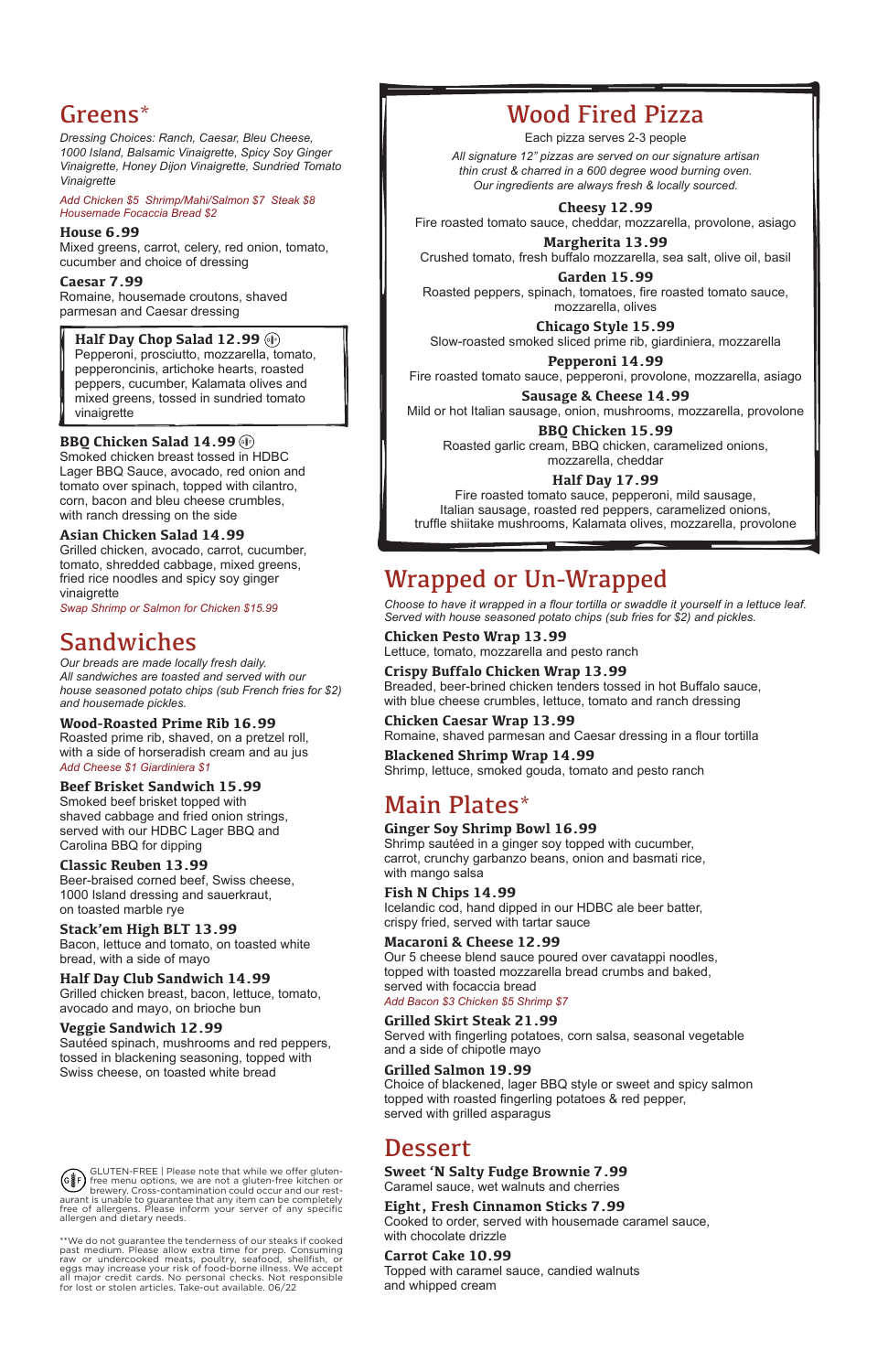## Greens*

*Dressing Choices: Ranch, Caesar, Bleu Cheese, 1000 Island, Balsamic Vinaigrette, Spicy Soy Ginger Vinaigrette, Honey Dijon Vinaigrette, Sundried Tomato Vinaigrette*

*Add Chicken $5 Shrimp/Mahi/Salmon $7 Steak $8*
*Housemade Focaccia Bread $2*

**House 6.99**
Mixed greens, carrot, celery, red onion, tomato, cucumber and choice of dressing

**Caesar 7.99**
Romaine, housemade croutons, shaved parmesan and Caesar dressing

**Half Day Chop Salad 12.99** (GF)
Pepperoni, prosciutto, mozzarella, tomato, pepperoncinis, artichoke hearts, roasted peppers, cucumber, Kalamata olives and mixed greens, tossed in sundried tomato vinaigrette

**BBQ Chicken Salad 14.99** (GF)
Smoked chicken breast tossed in HDBC Lager BBQ Sauce, avocado, red onion and tomato over spinach, topped with cilantro, corn, bacon and bleu cheese crumbles, with ranch dressing on the side

**Asian Chicken Salad 14.99**
Grilled chicken, avocado, carrot, cucumber, tomato, shredded cabbage, mixed greens, fried rice noodles and spicy soy ginger vinaigrette
*Swap Shrimp or Salmon for Chicken $15.99*

## Sandwiches

*Our breads are made locally fresh daily.*
*All sandwiches are toasted and served with our house seasoned potato chips (sub French fries for $2) and housemade pickles.*

**Wood-Roasted Prime Rib 16.99**
Roasted prime rib, shaved, on a pretzel roll, with a side of horseradish cream and au jus
*Add Cheese $1 Giardiniera $1*

**Beef Brisket Sandwich 15.99**
Smoked beef brisket topped with shaved cabbage and fried onion strings, served with our HDBC Lager BBQ and Carolina BBQ for dipping

**Classic Reuben 13.99**
Beer-braised corned beef, Swiss cheese, 1000 Island dressing and sauerkraut, on toasted marble rye

**Stack'em High BLT 13.99**
Bacon, lettuce and tomato, on toasted white bread, with a side of mayo

**Half Day Club Sandwich 14.99**
Grilled chicken breast, bacon, lettuce, tomato, avocado and mayo, on brioche bun

**Veggie Sandwich 12.99**
Sautéed spinach, mushrooms and red peppers, tossed in blackening seasoning, topped with Swiss cheese, on toasted white bread

(GF) GLUTEN-FREE | Please note that while we offer gluten-free menu options, we are not a gluten-free kitchen or brewery. Cross-contamination could occur and our restaurant is unable to guarantee that any item can be completely free of allergens. Please inform your server of any specific allergen and dietary needs.

**We do not guarantee the tenderness of our steaks if cooked past medium. Please allow extra time for prep. Consuming raw or undercooked meats, poultry, seafood, shellfish, or eggs may increase your risk of food-borne illness. We accept all major credit cards. No personal checks. Not responsible for lost or stolen articles. Take-out available. 06/22

## Wood Fired Pizza

Each pizza serves 2-3 people

*All signature 12" pizzas are served on our signature artisan thin crust & charred in a 600 degree wood burning oven. Our ingredients are always fresh & locally sourced.*

**Cheesy 12.99**
Fire roasted tomato sauce, cheddar, mozzarella, provolone, asiago

**Margherita 13.99**
Crushed tomato, fresh buffalo mozzarella, sea salt, olive oil, basil

**Garden 15.99**
Roasted peppers, spinach, tomatoes, fire roasted tomato sauce, mozzarella, olives

**Chicago Style 15.99**
Slow-roasted smoked sliced prime rib, giardiniera, mozzarella

**Pepperoni 14.99**
Fire roasted tomato sauce, pepperoni, provolone, mozzarella, asiago

**Sausage & Cheese 14.99**
Mild or hot Italian sausage, onion, mushrooms, mozzarella, provolone

**BBQ Chicken 15.99**
Roasted garlic cream, BBQ chicken, caramelized onions, mozzarella, cheddar

**Half Day 17.99**
Fire roasted tomato sauce, pepperoni, mild sausage, Italian sausage, roasted red peppers, caramelized onions, truffle shiitake mushrooms, Kalamata olives, mozzarella, provolone

## Wrapped or Un-Wrapped

*Choose to have it wrapped in a flour tortilla or swaddle it yourself in a lettuce leaf. Served with house seasoned potato chips (sub fries for $2) and pickles.*

**Chicken Pesto Wrap 13.99**
Lettuce, tomato, mozzarella and pesto ranch

**Crispy Buffalo Chicken Wrap 13.99**
Breaded, beer-brined chicken tenders tossed in hot Buffalo sauce, with blue cheese crumbles, lettuce, tomato and ranch dressing

**Chicken Caesar Wrap 13.99**
Romaine, shaved parmesan and Caesar dressing in a flour tortilla

**Blackened Shrimp Wrap 14.99**
Shrimp, lettuce, smoked gouda, tomato and pesto ranch

## Main Plates*

**Ginger Soy Shrimp Bowl 16.99**
Shrimp sautéed in a ginger soy topped with cucumber, carrot, crunchy garbanzo beans, onion and basmati rice, with mango salsa

**Fish N Chips 14.99**
Icelandic cod, hand dipped in our HDBC ale beer batter, crispy fried, served with tartar sauce

**Macaroni & Cheese 12.99**
Our 5 cheese blend sauce poured over cavatappi noodles, topped with toasted mozzarella bread crumbs and baked, served with focaccia bread
*Add Bacon $3 Chicken $5 Shrimp $7*

**Grilled Skirt Steak 21.99**
Served with fingerling potatoes, corn salsa, seasonal vegetable and a side of chipotle mayo

**Grilled Salmon 19.99**
Choice of blackened, lager BBQ style or sweet and spicy salmon topped with roasted fingerling potatoes & red pepper, served with grilled asparagus

## Dessert

**Sweet 'N Salty Fudge Brownie 7.99**
Caramel sauce, wet walnuts and cherries

**Eight, Fresh Cinnamon Sticks 7.99**
Cooked to order, served with housemade caramel sauce, with chocolate drizzle

**Carrot Cake 10.99**
Topped with caramel sauce, candied walnuts and whipped cream